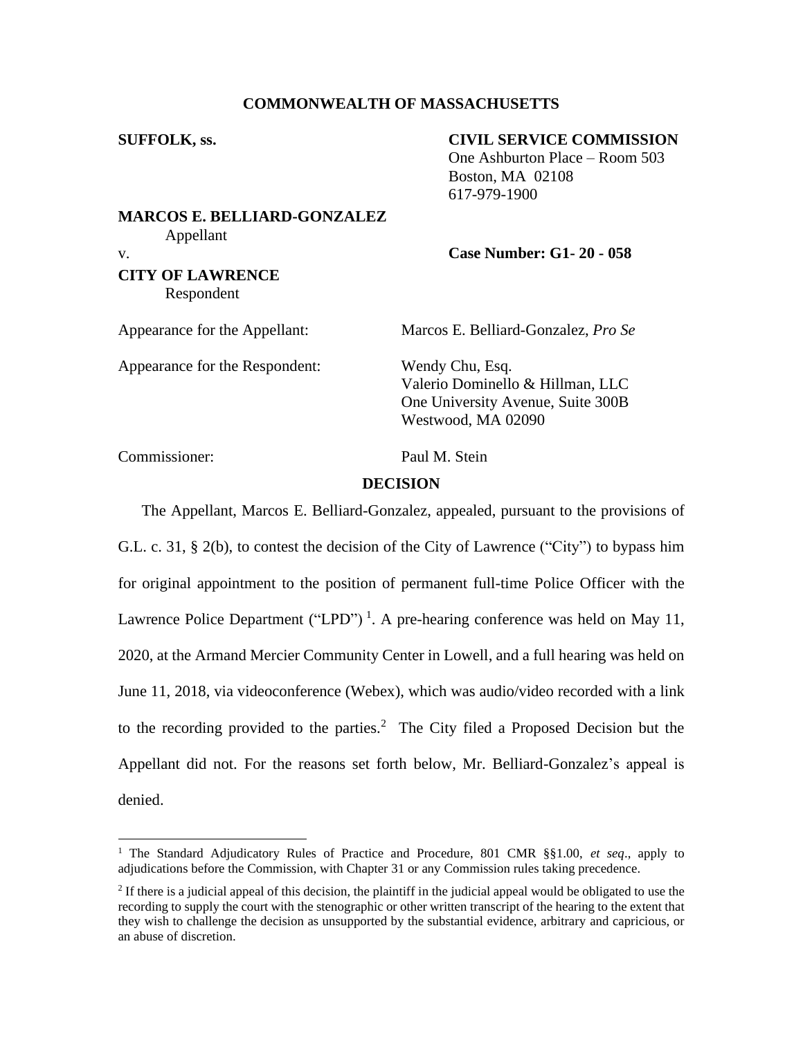**COMMONWEALTH OF MASSACHUSETTS**

**SUFFOLK, ss.**

**CIVIL SERVICE COMMISSION**
One Ashburton Place – Room 503
Boston, MA 02108
617-979-1900

**MARCOS E. BELLIARD-GONZALEZ**
Appellant

v.

**Case Number: G1- 20 - 058**

**CITY OF LAWRENCE**
Respondent

Appearance for the Appellant: Marcos E. Belliard-Gonzalez, *Pro Se*

Appearance for the Respondent: Wendy Chu, Esq.
Valerio Dominello & Hillman, LLC
One University Avenue, Suite 300B
Westwood, MA 02090

Commissioner: Paul M. Stein

## DECISION

The Appellant, Marcos E. Belliard-Gonzalez, appealed, pursuant to the provisions of G.L. c. 31, § 2(b), to contest the decision of the City of Lawrence ("City") to bypass him for original appointment to the position of permanent full-time Police Officer with the Lawrence Police Department ("LPD") [1]. A pre-hearing conference was held on May 11, 2020, at the Armand Mercier Community Center in Lowell, and a full hearing was held on June 11, 2018, via videoconference (Webex), which was audio/video recorded with a link to the recording provided to the parties.[2] The City filed a Proposed Decision but the Appellant did not. For the reasons set forth below, Mr. Belliard-Gonzalez's appeal is denied.

---

[1] The Standard Adjudicatory Rules of Practice and Procedure, 801 CMR §§1.00, *et seq*., apply to adjudications before the Commission, with Chapter 31 or any Commission rules taking precedence.

[2] If there is a judicial appeal of this decision, the plaintiff in the judicial appeal would be obligated to use the recording to supply the court with the stenographic or other written transcript of the hearing to the extent that they wish to challenge the decision as unsupported by the substantial evidence, arbitrary and capricious, or an abuse of discretion.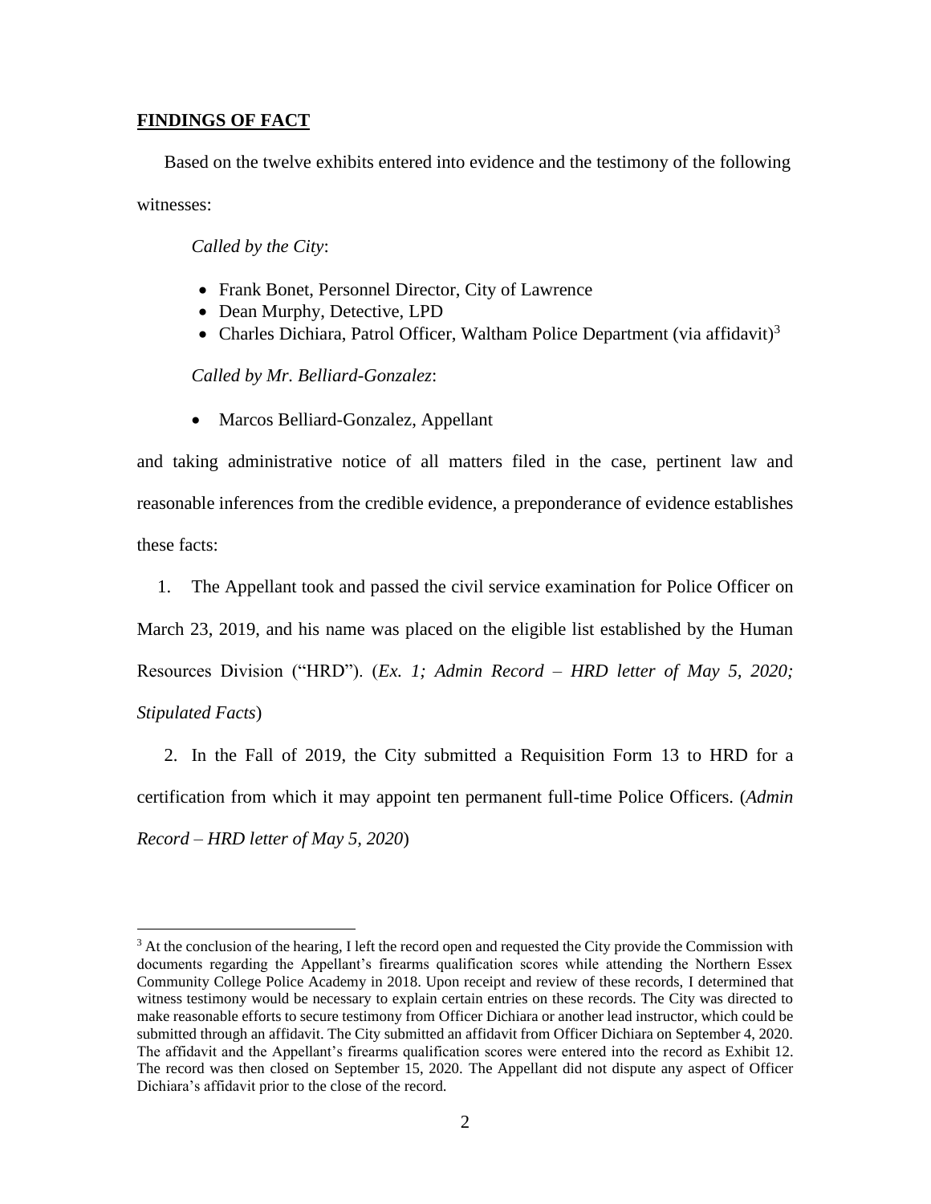**FINDINGS OF FACT**

Based on the twelve exhibits entered into evidence and the testimony of the following witnesses:

*Called by the City*:

- Frank Bonet, Personnel Director, City of Lawrence
- Dean Murphy, Detective, LPD
- Charles Dichiara, Patrol Officer, Waltham Police Department (via affidavit)[3]

*Called by Mr. Belliard-Gonzalez*:

- Marcos Belliard-Gonzalez, Appellant

and taking administrative notice of all matters filed in the case, pertinent law and reasonable inferences from the credible evidence, a preponderance of evidence establishes these facts:

1. The Appellant took and passed the civil service examination for Police Officer on March 23, 2019, and his name was placed on the eligible list established by the Human Resources Division ("HRD"). (*Ex. 1; Admin Record – HRD letter of May 5, 2020; Stipulated Facts*)

2. In the Fall of 2019, the City submitted a Requisition Form 13 to HRD for a certification from which it may appoint ten permanent full-time Police Officers. (*Admin Record – HRD letter of May 5, 2020*)

[3] At the conclusion of the hearing, I left the record open and requested the City provide the Commission with documents regarding the Appellant's firearms qualification scores while attending the Northern Essex Community College Police Academy in 2018. Upon receipt and review of these records, I determined that witness testimony would be necessary to explain certain entries on these records. The City was directed to make reasonable efforts to secure testimony from Officer Dichiara or another lead instructor, which could be submitted through an affidavit. The City submitted an affidavit from Officer Dichiara on September 4, 2020. The affidavit and the Appellant's firearms qualification scores were entered into the record as Exhibit 12. The record was then closed on September 15, 2020. The Appellant did not dispute any aspect of Officer Dichiara's affidavit prior to the close of the record.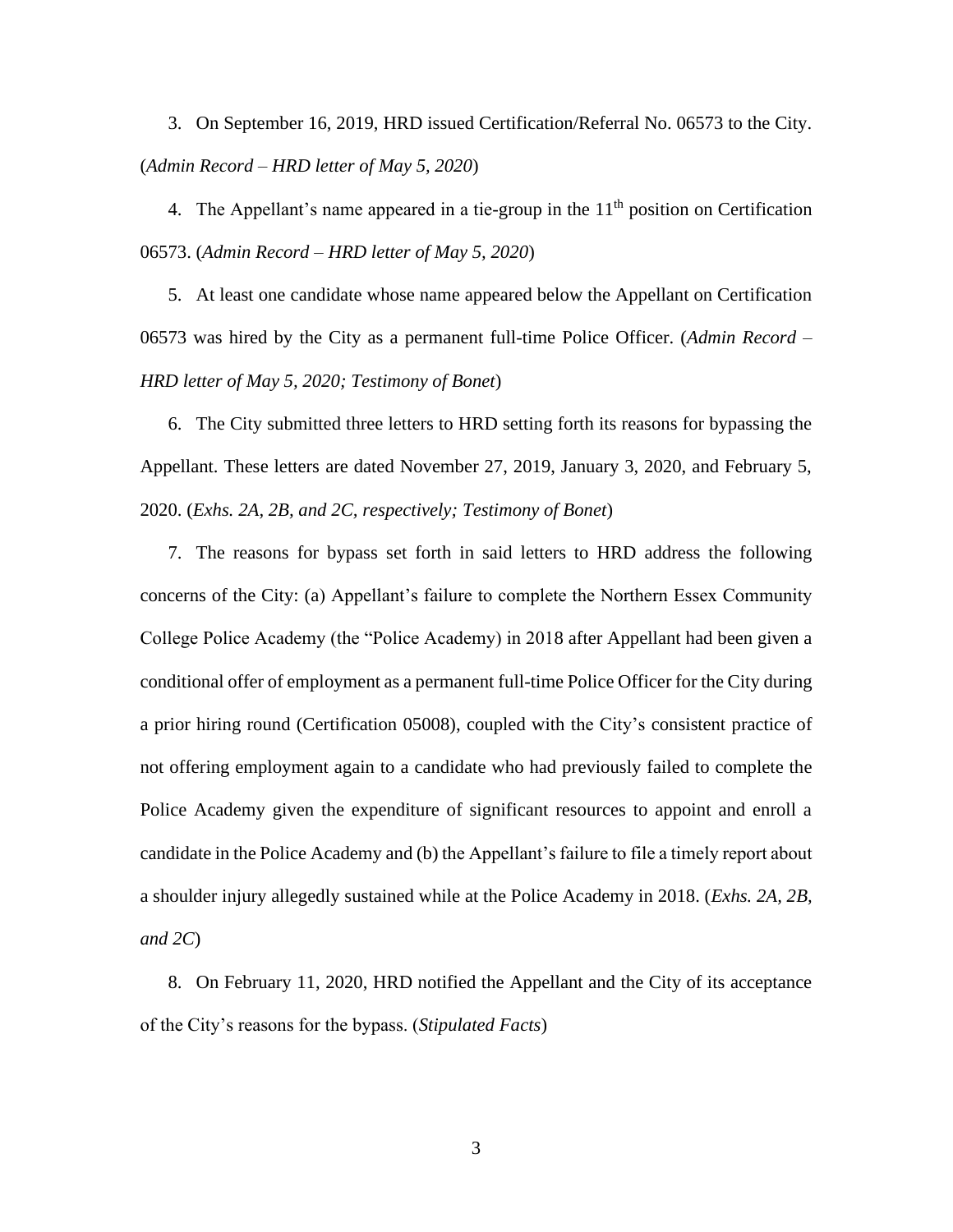3. On September 16, 2019, HRD issued Certification/Referral No. 06573 to the City. (*Admin Record – HRD letter of May 5, 2020*)

4. The Appellant's name appeared in a tie-group in the 11th position on Certification 06573. (*Admin Record – HRD letter of May 5, 2020*)

5. At least one candidate whose name appeared below the Appellant on Certification 06573 was hired by the City as a permanent full-time Police Officer. (*Admin Record – HRD letter of May 5, 2020; Testimony of Bonet*)

6. The City submitted three letters to HRD setting forth its reasons for bypassing the Appellant. These letters are dated November 27, 2019, January 3, 2020, and February 5, 2020. (*Exhs. 2A, 2B, and 2C, respectively; Testimony of Bonet*)

7. The reasons for bypass set forth in said letters to HRD address the following concerns of the City: (a) Appellant's failure to complete the Northern Essex Community College Police Academy (the "Police Academy) in 2018 after Appellant had been given a conditional offer of employment as a permanent full-time Police Officer for the City during a prior hiring round (Certification 05008), coupled with the City's consistent practice of not offering employment again to a candidate who had previously failed to complete the Police Academy given the expenditure of significant resources to appoint and enroll a candidate in the Police Academy and (b) the Appellant's failure to file a timely report about a shoulder injury allegedly sustained while at the Police Academy in 2018. (*Exhs. 2A, 2B, and 2C*)

8. On February 11, 2020, HRD notified the Appellant and the City of its acceptance of the City's reasons for the bypass. (*Stipulated Facts*)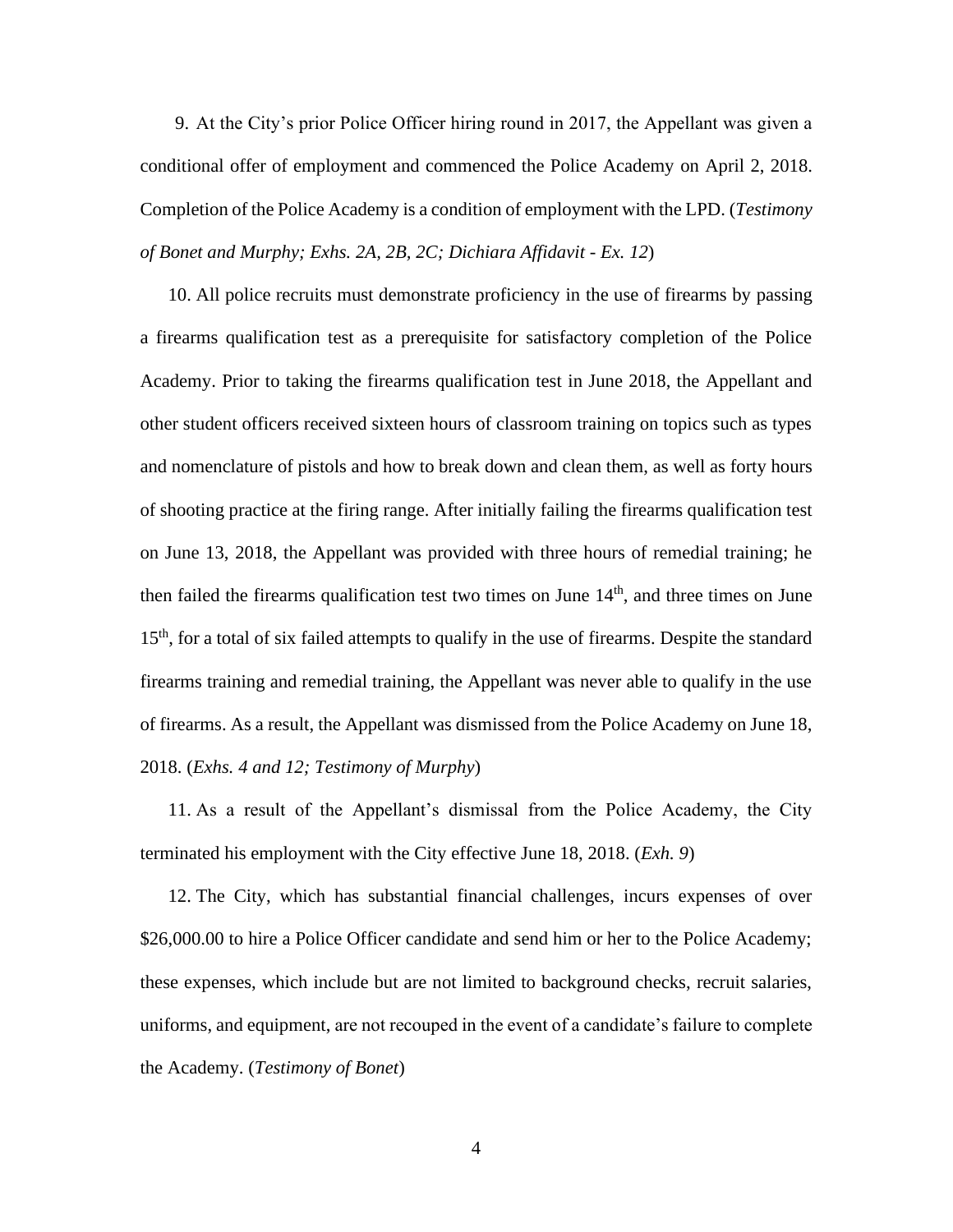9. At the City's prior Police Officer hiring round in 2017, the Appellant was given a conditional offer of employment and commenced the Police Academy on April 2, 2018. Completion of the Police Academy is a condition of employment with the LPD. (*Testimony of Bonet and Murphy; Exhs. 2A, 2B, 2C; Dichiara Affidavit - Ex. 12*)

10. All police recruits must demonstrate proficiency in the use of firearms by passing a firearms qualification test as a prerequisite for satisfactory completion of the Police Academy. Prior to taking the firearms qualification test in June 2018, the Appellant and other student officers received sixteen hours of classroom training on topics such as types and nomenclature of pistols and how to break down and clean them, as well as forty hours of shooting practice at the firing range. After initially failing the firearms qualification test on June 13, 2018, the Appellant was provided with three hours of remedial training; he then failed the firearms qualification test two times on June 14th, and three times on June 15th, for a total of six failed attempts to qualify in the use of firearms. Despite the standard firearms training and remedial training, the Appellant was never able to qualify in the use of firearms. As a result, the Appellant was dismissed from the Police Academy on June 18, 2018. (*Exhs. 4 and 12; Testimony of Murphy*)

11. As a result of the Appellant's dismissal from the Police Academy, the City terminated his employment with the City effective June 18, 2018. (*Exh. 9*)

12. The City, which has substantial financial challenges, incurs expenses of over $26,000.00 to hire a Police Officer candidate and send him or her to the Police Academy; these expenses, which include but are not limited to background checks, recruit salaries, uniforms, and equipment, are not recouped in the event of a candidate's failure to complete the Academy. (*Testimony of Bonet*)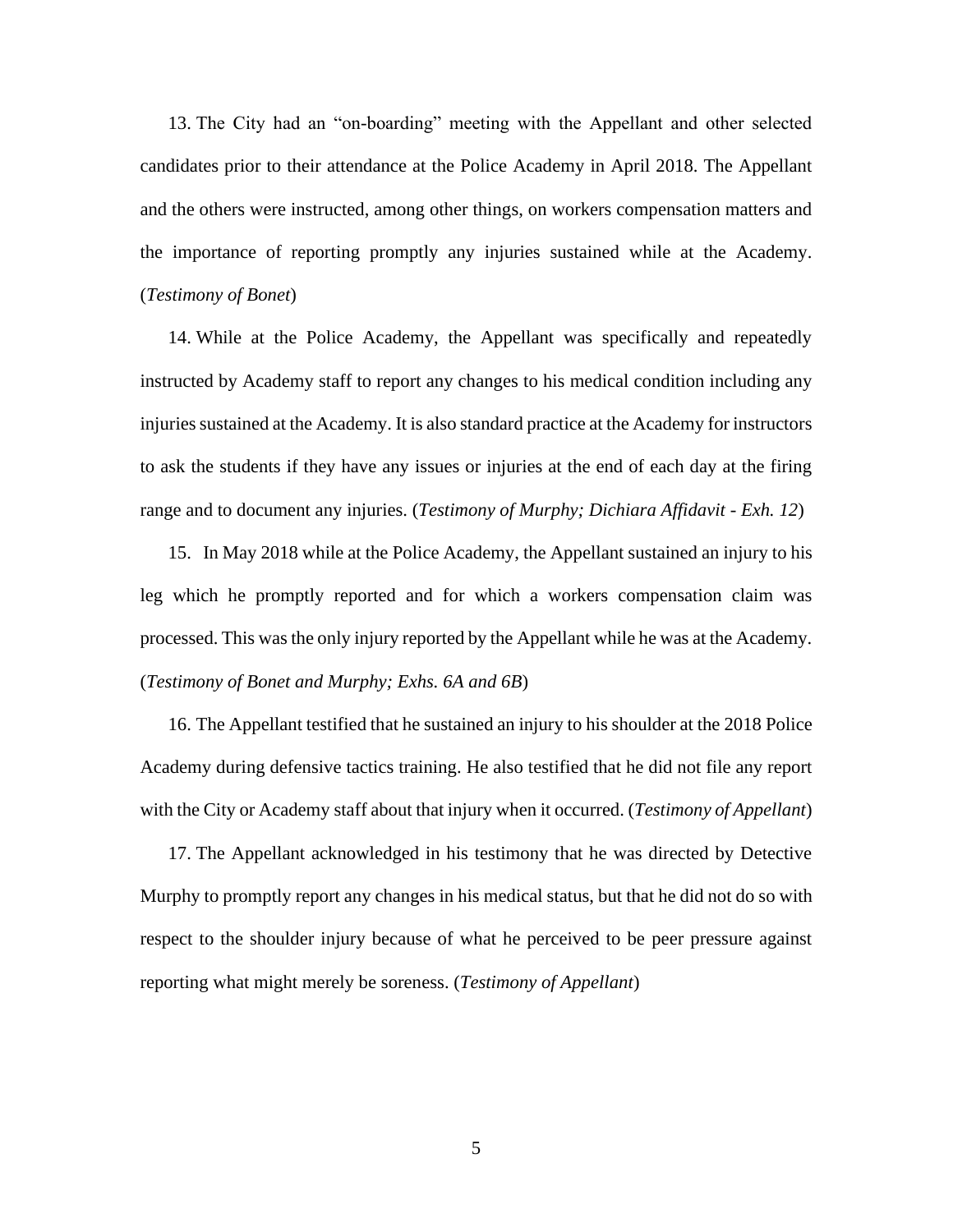13. The City had an "on-boarding" meeting with the Appellant and other selected candidates prior to their attendance at the Police Academy in April 2018. The Appellant and the others were instructed, among other things, on workers compensation matters and the importance of reporting promptly any injuries sustained while at the Academy. (*Testimony of Bonet*)

14. While at the Police Academy, the Appellant was specifically and repeatedly instructed by Academy staff to report any changes to his medical condition including any injuries sustained at the Academy. It is also standard practice at the Academy for instructors to ask the students if they have any issues or injuries at the end of each day at the firing range and to document any injuries. (*Testimony of Murphy; Dichiara Affidavit - Exh. 12*)

15. In May 2018 while at the Police Academy, the Appellant sustained an injury to his leg which he promptly reported and for which a workers compensation claim was processed. This was the only injury reported by the Appellant while he was at the Academy. (*Testimony of Bonet and Murphy; Exhs. 6A and 6B*)

16. The Appellant testified that he sustained an injury to his shoulder at the 2018 Police Academy during defensive tactics training. He also testified that he did not file any report with the City or Academy staff about that injury when it occurred. (*Testimony of Appellant*)

17. The Appellant acknowledged in his testimony that he was directed by Detective Murphy to promptly report any changes in his medical status, but that he did not do so with respect to the shoulder injury because of what he perceived to be peer pressure against reporting what might merely be soreness. (*Testimony of Appellant*)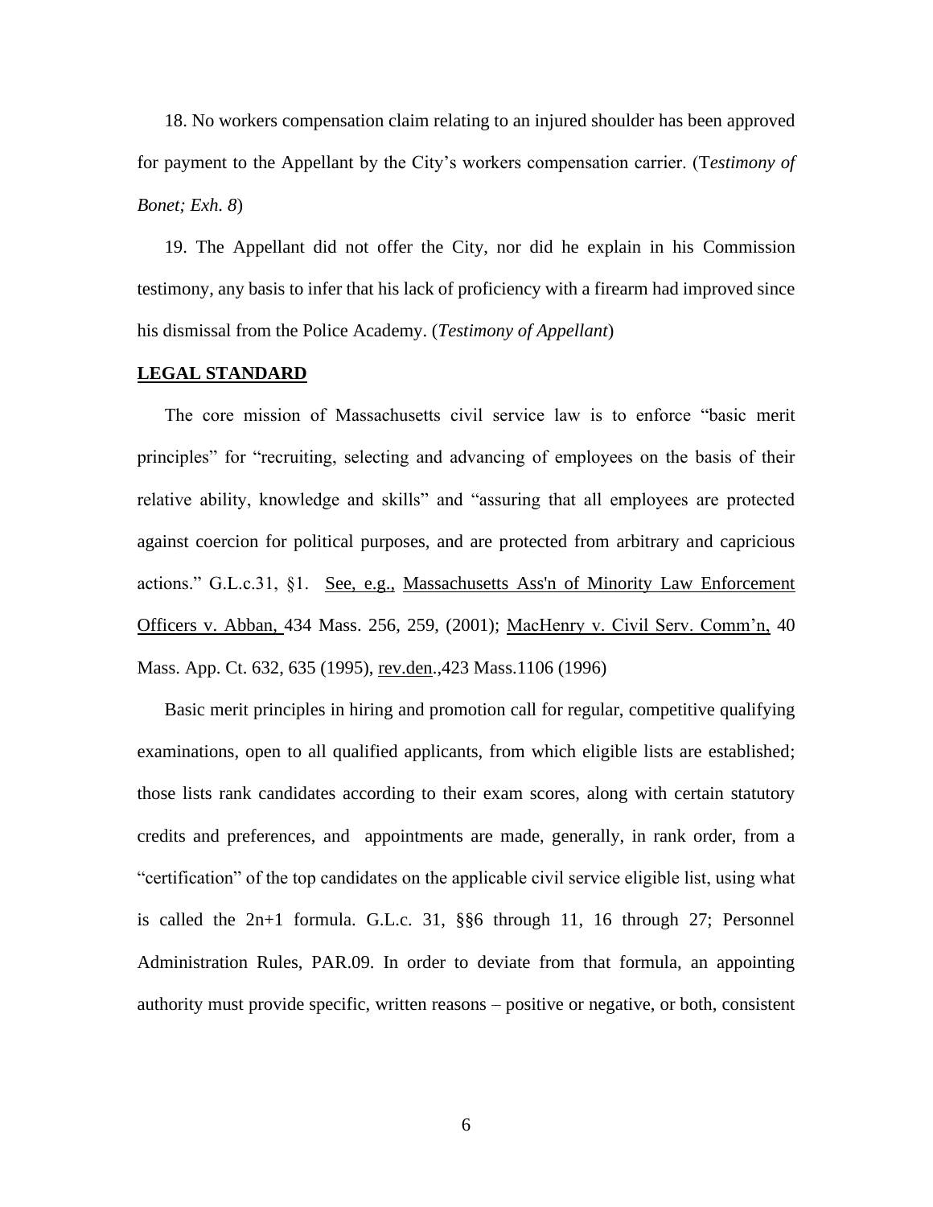18. No workers compensation claim relating to an injured shoulder has been approved for payment to the Appellant by the City's workers compensation carrier. (*Testimony of Bonet; Exh. 8*)

19. The Appellant did not offer the City, nor did he explain in his Commission testimony, any basis to infer that his lack of proficiency with a firearm had improved since his dismissal from the Police Academy. (*Testimony of Appellant*)

**LEGAL STANDARD**

The core mission of Massachusetts civil service law is to enforce "basic merit principles" for "recruiting, selecting and advancing of employees on the basis of their relative ability, knowledge and skills" and "assuring that all employees are protected against coercion for political purposes, and are protected from arbitrary and capricious actions." G.L.c.31, §1. See, e.g., Massachusetts Ass'n of Minority Law Enforcement Officers v. Abban, 434 Mass. 256, 259, (2001); MacHenry v. Civil Serv. Comm'n, 40 Mass. App. Ct. 632, 635 (1995), rev.den.,423 Mass.1106 (1996)

Basic merit principles in hiring and promotion call for regular, competitive qualifying examinations, open to all qualified applicants, from which eligible lists are established; those lists rank candidates according to their exam scores, along with certain statutory credits and preferences, and appointments are made, generally, in rank order, from a "certification" of the top candidates on the applicable civil service eligible list, using what is called the 2n+1 formula. G.L.c. 31, §§6 through 11, 16 through 27; Personnel Administration Rules, PAR.09. In order to deviate from that formula, an appointing authority must provide specific, written reasons – positive or negative, or both, consistent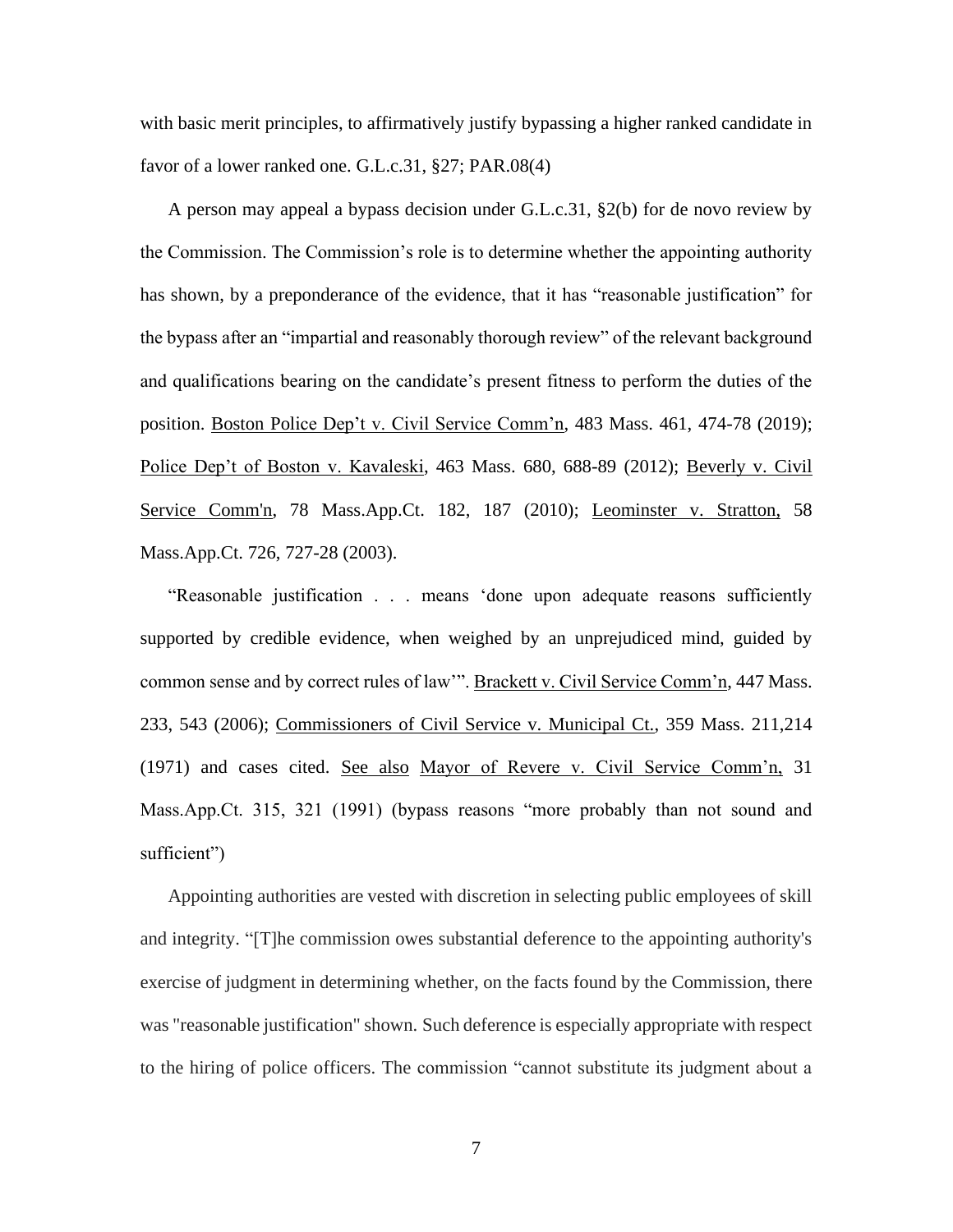with basic merit principles, to affirmatively justify bypassing a higher ranked candidate in favor of a lower ranked one. G.L.c.31, §27; PAR.08(4)

A person may appeal a bypass decision under G.L.c.31, §2(b) for de novo review by the Commission. The Commission's role is to determine whether the appointing authority has shown, by a preponderance of the evidence, that it has "reasonable justification" for the bypass after an "impartial and reasonably thorough review" of the relevant background and qualifications bearing on the candidate's present fitness to perform the duties of the position. Boston Police Dep't v. Civil Service Comm'n, 483 Mass. 461, 474-78 (2019); Police Dep't of Boston v. Kavaleski, 463 Mass. 680, 688-89 (2012); Beverly v. Civil Service Comm'n, 78 Mass.App.Ct. 182, 187 (2010); Leominster v. Stratton, 58 Mass.App.Ct. 726, 727-28 (2003).

"Reasonable justification . . . means 'done upon adequate reasons sufficiently supported by credible evidence, when weighed by an unprejudiced mind, guided by common sense and by correct rules of law'". Brackett v. Civil Service Comm'n, 447 Mass. 233, 543 (2006); Commissioners of Civil Service v. Municipal Ct., 359 Mass. 211,214 (1971) and cases cited. See also Mayor of Revere v. Civil Service Comm'n, 31 Mass.App.Ct. 315, 321 (1991) (bypass reasons "more probably than not sound and sufficient")

Appointing authorities are vested with discretion in selecting public employees of skill and integrity. "[T]he commission owes substantial deference to the appointing authority's exercise of judgment in determining whether, on the facts found by the Commission, there was "reasonable justification" shown. Such deference is especially appropriate with respect to the hiring of police officers. The commission "cannot substitute its judgment about a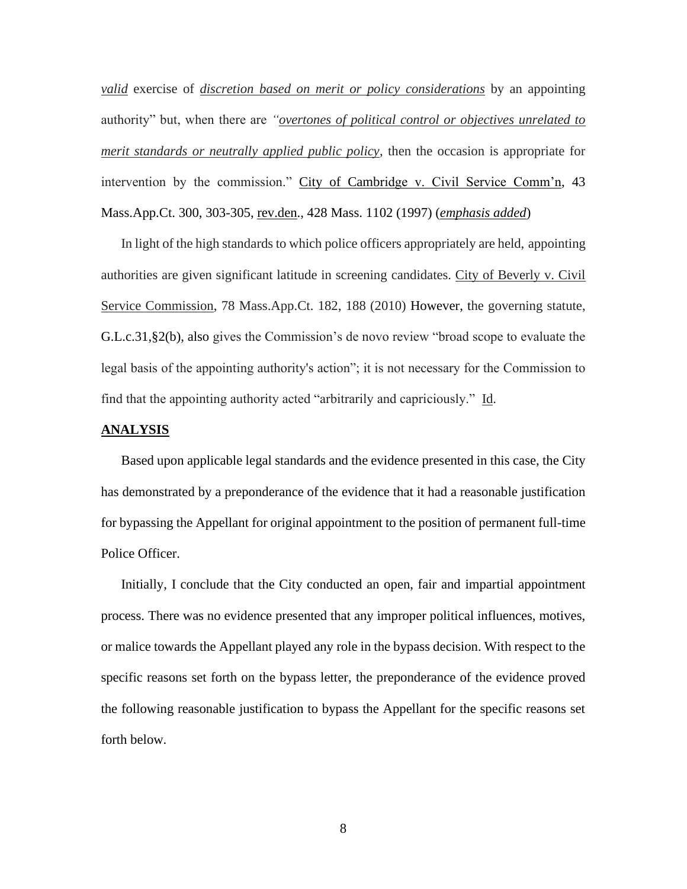*valid* exercise of *discretion based on merit or policy considerations* by an appointing authority" but, when there are *"overtones of political control or objectives unrelated to merit standards or neutrally applied public policy*, then the occasion is appropriate for intervention by the commission." City of Cambridge v. Civil Service Comm'n, 43 Mass.App.Ct. 300, 303-305, rev.den., 428 Mass. 1102 (1997) (*emphasis added*)

In light of the high standards to which police officers appropriately are held, appointing authorities are given significant latitude in screening candidates. City of Beverly v. Civil Service Commission, 78 Mass.App.Ct. 182, 188 (2010) However, the governing statute, G.L.c.31,§2(b), also gives the Commission's de novo review "broad scope to evaluate the legal basis of the appointing authority's action"; it is not necessary for the Commission to find that the appointing authority acted "arbitrarily and capriciously." Id.

## ANALYSIS

Based upon applicable legal standards and the evidence presented in this case, the City has demonstrated by a preponderance of the evidence that it had a reasonable justification for bypassing the Appellant for original appointment to the position of permanent full-time Police Officer.

Initially, I conclude that the City conducted an open, fair and impartial appointment process. There was no evidence presented that any improper political influences, motives, or malice towards the Appellant played any role in the bypass decision. With respect to the specific reasons set forth on the bypass letter, the preponderance of the evidence proved the following reasonable justification to bypass the Appellant for the specific reasons set forth below.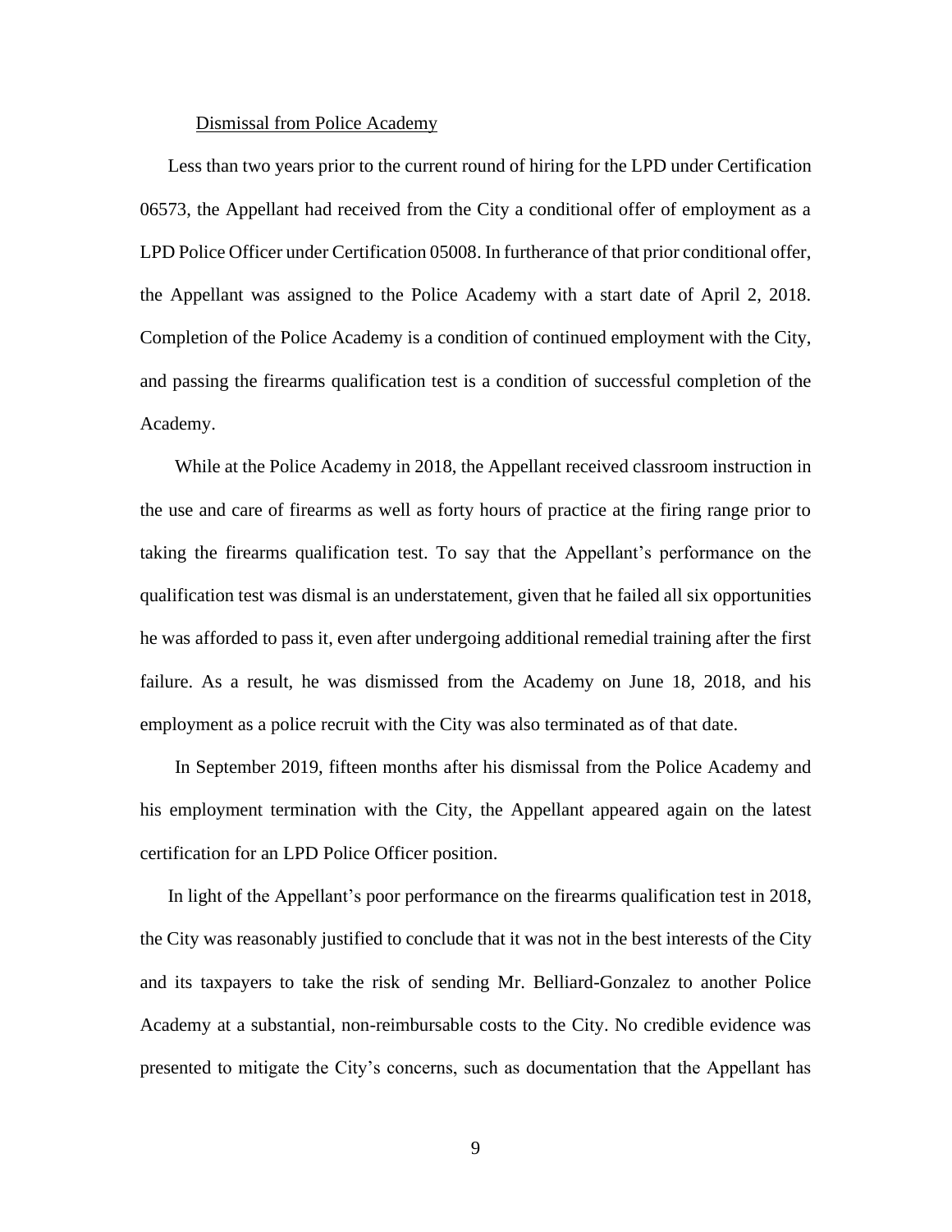Dismissal from Police Academy

Less than two years prior to the current round of hiring for the LPD under Certification 06573, the Appellant had received from the City a conditional offer of employment as a LPD Police Officer under Certification 05008. In furtherance of that prior conditional offer, the Appellant was assigned to the Police Academy with a start date of April 2, 2018. Completion of the Police Academy is a condition of continued employment with the City, and passing the firearms qualification test is a condition of successful completion of the Academy.

While at the Police Academy in 2018, the Appellant received classroom instruction in the use and care of firearms as well as forty hours of practice at the firing range prior to taking the firearms qualification test. To say that the Appellant's performance on the qualification test was dismal is an understatement, given that he failed all six opportunities he was afforded to pass it, even after undergoing additional remedial training after the first failure. As a result, he was dismissed from the Academy on June 18, 2018, and his employment as a police recruit with the City was also terminated as of that date.

In September 2019, fifteen months after his dismissal from the Police Academy and his employment termination with the City, the Appellant appeared again on the latest certification for an LPD Police Officer position.

In light of the Appellant's poor performance on the firearms qualification test in 2018, the City was reasonably justified to conclude that it was not in the best interests of the City and its taxpayers to take the risk of sending Mr. Belliard-Gonzalez to another Police Academy at a substantial, non-reimbursable costs to the City. No credible evidence was presented to mitigate the City's concerns, such as documentation that the Appellant has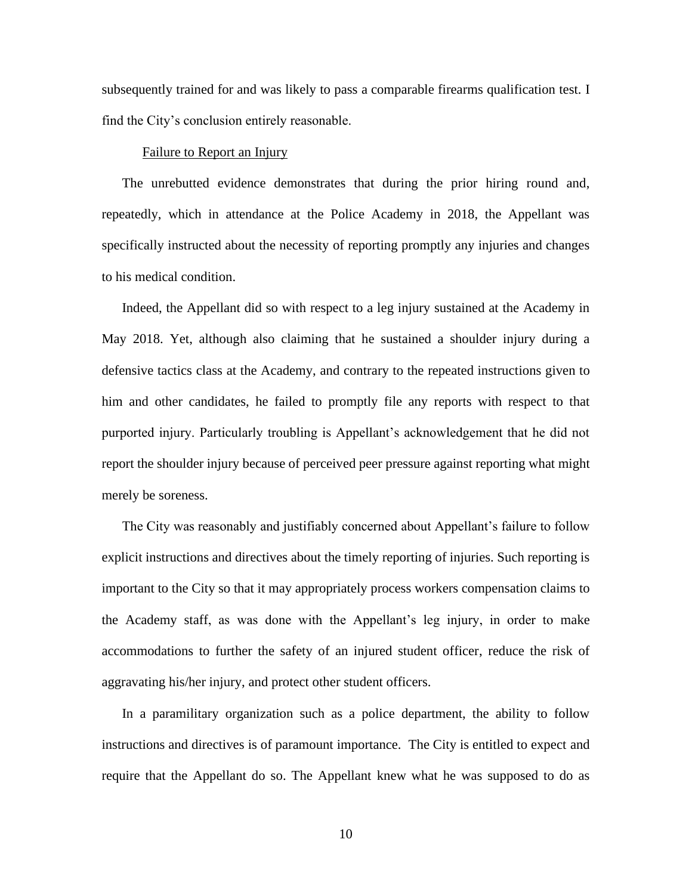subsequently trained for and was likely to pass a comparable firearms qualification test. I find the City's conclusion entirely reasonable.

Failure to Report an Injury

The unrebutted evidence demonstrates that during the prior hiring round and, repeatedly, which in attendance at the Police Academy in 2018, the Appellant was specifically instructed about the necessity of reporting promptly any injuries and changes to his medical condition.

Indeed, the Appellant did so with respect to a leg injury sustained at the Academy in May 2018. Yet, although also claiming that he sustained a shoulder injury during a defensive tactics class at the Academy, and contrary to the repeated instructions given to him and other candidates, he failed to promptly file any reports with respect to that purported injury. Particularly troubling is Appellant's acknowledgement that he did not report the shoulder injury because of perceived peer pressure against reporting what might merely be soreness.

The City was reasonably and justifiably concerned about Appellant's failure to follow explicit instructions and directives about the timely reporting of injuries. Such reporting is important to the City so that it may appropriately process workers compensation claims to the Academy staff, as was done with the Appellant's leg injury, in order to make accommodations to further the safety of an injured student officer, reduce the risk of aggravating his/her injury, and protect other student officers.

In a paramilitary organization such as a police department, the ability to follow instructions and directives is of paramount importance. The City is entitled to expect and require that the Appellant do so. The Appellant knew what he was supposed to do as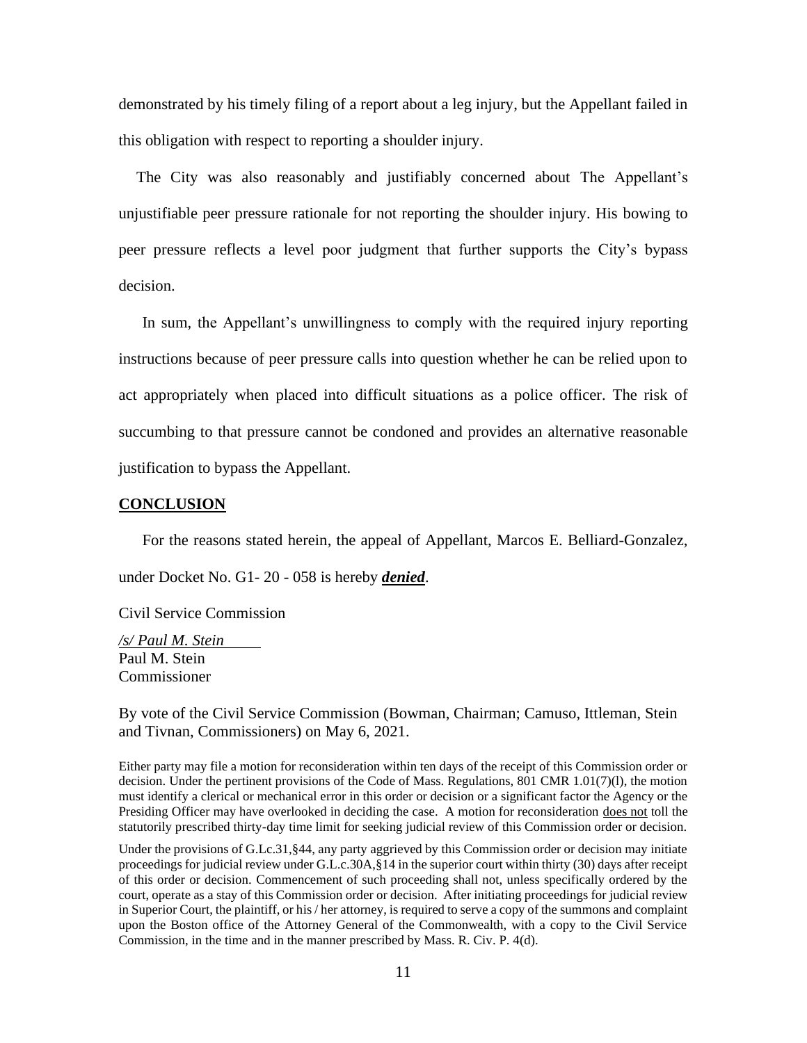demonstrated by his timely filing of a report about a leg injury, but the Appellant failed in this obligation with respect to reporting a shoulder injury.

The City was also reasonably and justifiably concerned about The Appellant's unjustifiable peer pressure rationale for not reporting the shoulder injury. His bowing to peer pressure reflects a level poor judgment that further supports the City's bypass decision.

In sum, the Appellant's unwillingness to comply with the required injury reporting instructions because of peer pressure calls into question whether he can be relied upon to act appropriately when placed into difficult situations as a police officer. The risk of succumbing to that pressure cannot be condoned and provides an alternative reasonable justification to bypass the Appellant.

## CONCLUSION

For the reasons stated herein, the appeal of Appellant, Marcos E. Belliard-Gonzalez, under Docket No. G1- 20 - 058 is hereby ***denied***.

Civil Service Commission

*/s/ Paul M. Stein*
Paul M. Stein
Commissioner

By vote of the Civil Service Commission (Bowman, Chairman; Camuso, Ittleman, Stein and Tivnan, Commissioners) on May 6, 2021.

Either party may file a motion for reconsideration within ten days of the receipt of this Commission order or decision. Under the pertinent provisions of the Code of Mass. Regulations, 801 CMR 1.01(7)(l), the motion must identify a clerical or mechanical error in this order or decision or a significant factor the Agency or the Presiding Officer may have overlooked in deciding the case. A motion for reconsideration does not toll the statutorily prescribed thirty-day time limit for seeking judicial review of this Commission order or decision.

Under the provisions of G.Lc.31,§44, any party aggrieved by this Commission order or decision may initiate proceedings for judicial review under G.L.c.30A,§14 in the superior court within thirty (30) days after receipt of this order or decision. Commencement of such proceeding shall not, unless specifically ordered by the court, operate as a stay of this Commission order or decision. After initiating proceedings for judicial review in Superior Court, the plaintiff, or his / her attorney, is required to serve a copy of the summons and complaint upon the Boston office of the Attorney General of the Commonwealth, with a copy to the Civil Service Commission, in the time and in the manner prescribed by Mass. R. Civ. P. 4(d).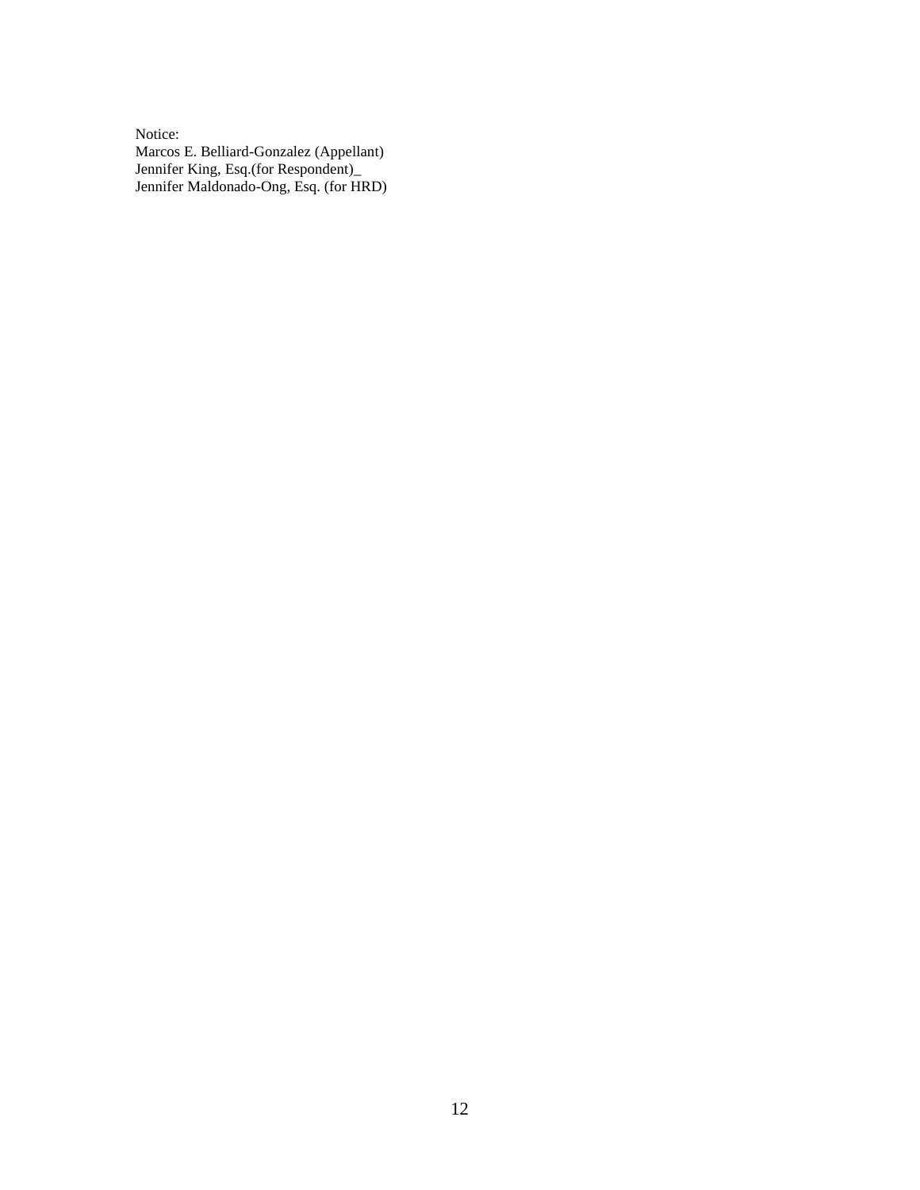Notice:
Marcos E. Belliard-Gonzalez (Appellant)
Jennifer King, Esq.(for Respondent)_
Jennifer Maldonado-Ong, Esq. (for HRD)